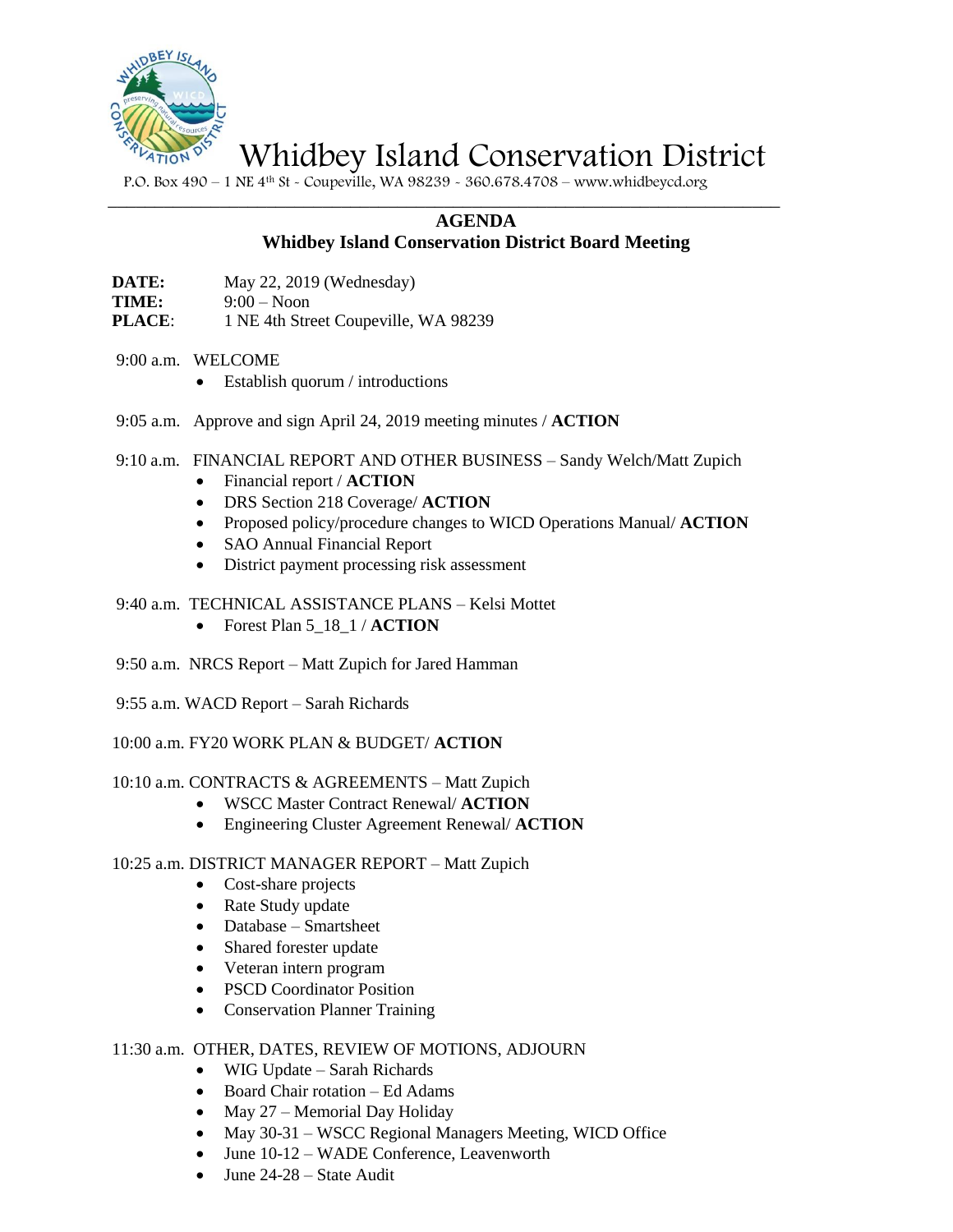# Whidbey Island Conservation District

P.O. Box 490 – 1 NE 4th St - Coupeville, WA 98239 - 360.678.4708 – www.whidbeycd.org

## AGENDA

### Whidbey Island Conservation District Board Meeting

**DATE:** May 22, 2019 (Wednesday)
**TIME:** 9:00 – Noon
**PLACE:** 1 NE 4th Street Coupeville, WA 98239

9:00 a.m. WELCOME

- Establish quorum / introductions

9:05 a.m. Approve and sign April 24, 2019 meeting minutes / **ACTION**

9:10 a.m. FINANCIAL REPORT AND OTHER BUSINESS – Sandy Welch/Matt Zupich

- Financial report / **ACTION**
- DRS Section 218 Coverage/ **ACTION**
- Proposed policy/procedure changes to WICD Operations Manual/ **ACTION**
- SAO Annual Financial Report
- District payment processing risk assessment

9:40 a.m. TECHNICAL ASSISTANCE PLANS – Kelsi Mottet

- Forest Plan 5_18_1 / **ACTION**

9:50 a.m. NRCS Report – Matt Zupich for Jared Hamman

9:55 a.m. WACD Report – Sarah Richards

10:00 a.m. FY20 WORK PLAN & BUDGET/ **ACTION**

10:10 a.m. CONTRACTS & AGREEMENTS – Matt Zupich

- WSCC Master Contract Renewal/ **ACTION**
- Engineering Cluster Agreement Renewal/ **ACTION**

10:25 a.m. DISTRICT MANAGER REPORT – Matt Zupich

- Cost-share projects
- Rate Study update
- Database – Smartsheet
- Shared forester update
- Veteran intern program
- PSCD Coordinator Position
- Conservation Planner Training

11:30 a.m. OTHER, DATES, REVIEW OF MOTIONS, ADJOURN

- WIG Update – Sarah Richards
- Board Chair rotation – Ed Adams
- May 27 – Memorial Day Holiday
- May 30-31 – WSCC Regional Managers Meeting, WICD Office
- June 10-12 – WADE Conference, Leavenworth
- June 24-28 – State Audit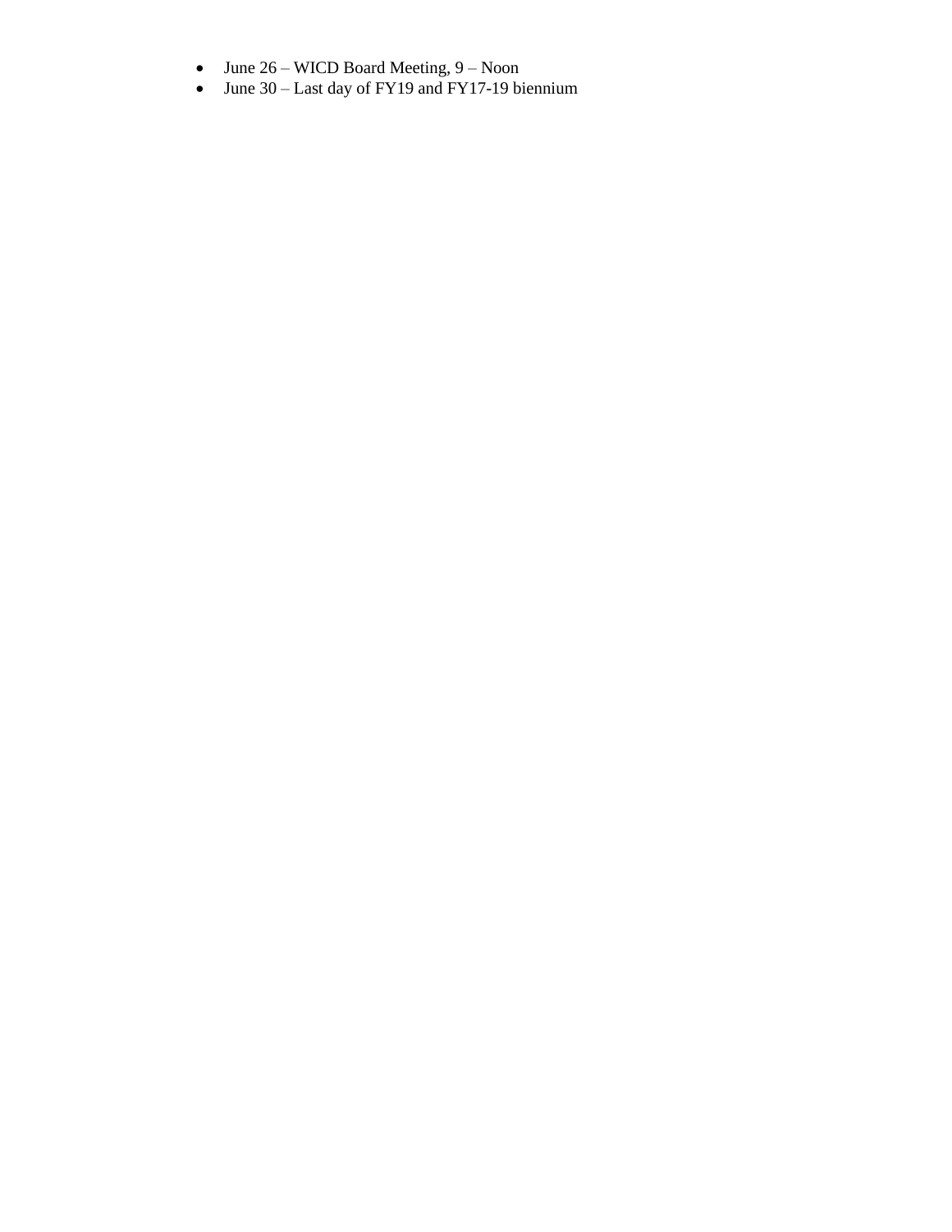- June 26 – WICD Board Meeting, 9 – Noon
- June 30 – Last day of FY19 and FY17-19 biennium